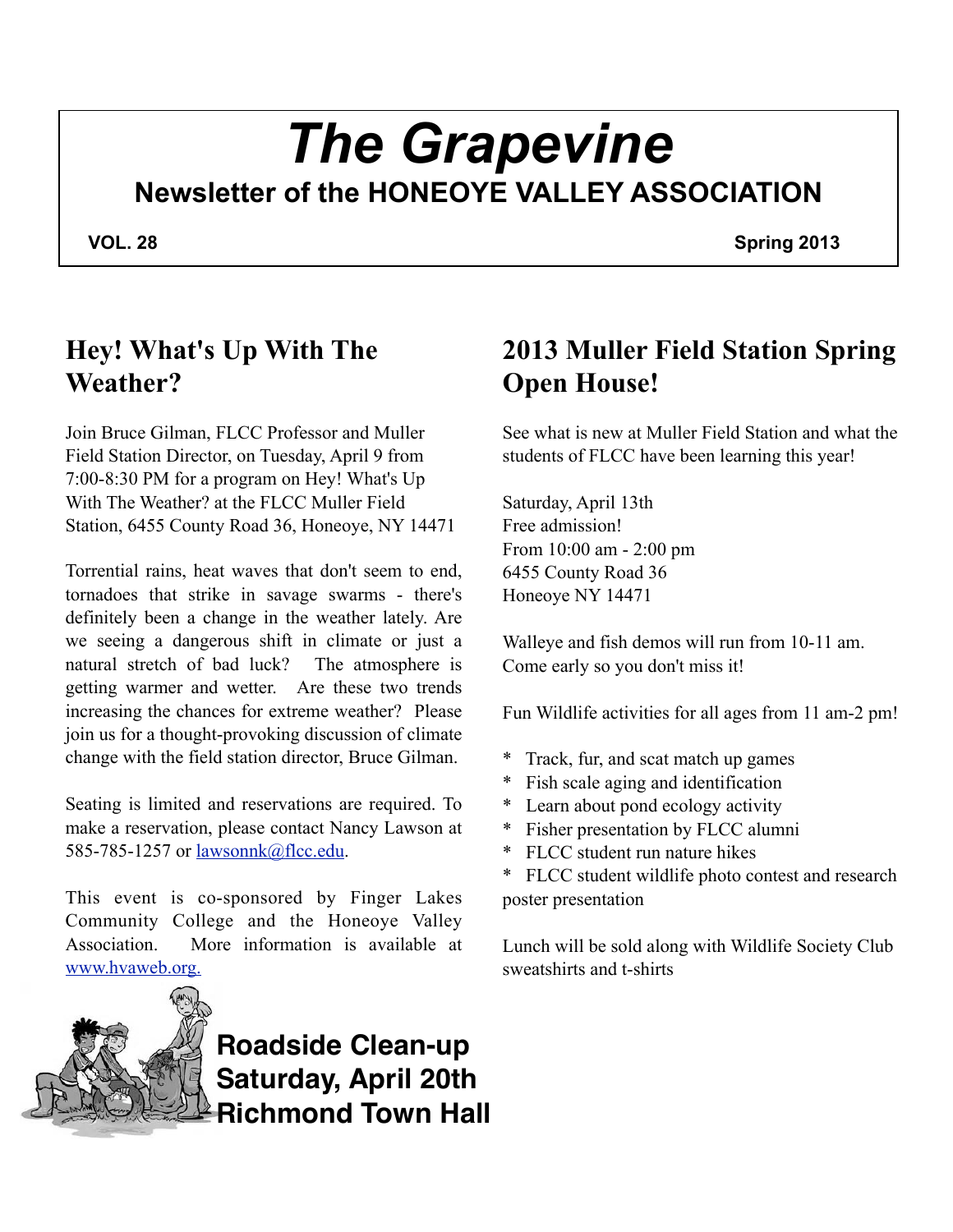# *The Grapevine*

## Newsletter of the HONEOYE VALLEY ASSOCIATION

**VOL. 28** **Spring 2013**

## Hey! What's Up With The Weather?

Join Bruce Gilman, FLCC Professor and Muller Field Station Director, on Tuesday, April 9 from 7:00-8:30 PM for a program on Hey! What's Up With The Weather? at the FLCC Muller Field Station, 6455 County Road 36, Honeoye, NY 14471

Torrential rains, heat waves that don't seem to end, tornadoes that strike in savage swarms - there's definitely been a change in the weather lately. Are we seeing a dangerous shift in climate or just a natural stretch of bad luck? The atmosphere is getting warmer and wetter. Are these two trends increasing the chances for extreme weather? Please join us for a thought-provoking discussion of climate change with the field station director, Bruce Gilman.

Seating is limited and reservations are required. To make a reservation, please contact Nancy Lawson at 585-785-1257 or lawsonnk@flcc.edu.

This event is co-sponsored by Finger Lakes Community College and the Honeoye Valley Association. More information is available at www.hvaweb.org.

**Roadside Clean-up**
**Saturday, April 20th**
**Richmond Town Hall**

## 2013 Muller Field Station Spring Open House!

See what is new at Muller Field Station and what the students of FLCC have been learning this year!

Saturday, April 13th
Free admission!
From 10:00 am - 2:00 pm
6455 County Road 36
Honeoye NY 14471

Walleye and fish demos will run from 10-11 am. Come early so you don't miss it!

Fun Wildlife activities for all ages from 11 am-2 pm!

* Track, fur, and scat match up games
* Fish scale aging and identification
* Learn about pond ecology activity
* Fisher presentation by FLCC alumni
* FLCC student run nature hikes
* FLCC student wildlife photo contest and research poster presentation

Lunch will be sold along with Wildlife Society Club sweatshirts and t-shirts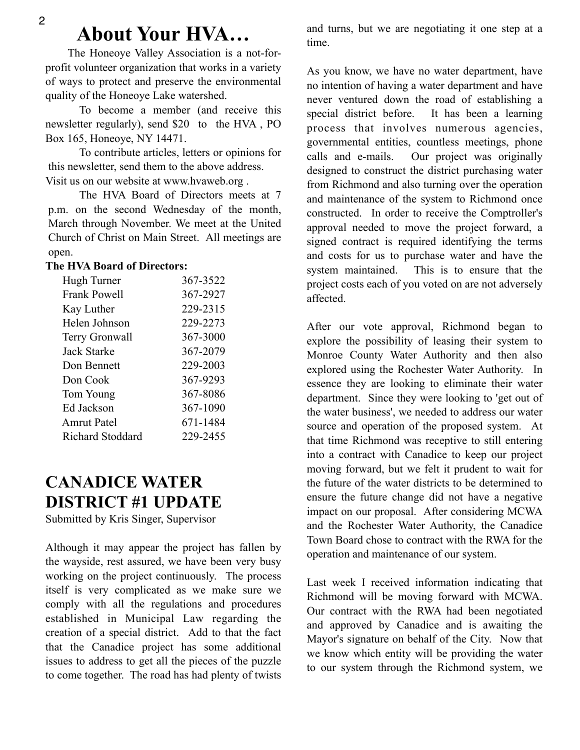# About Your HVA…

The Honeoye Valley Association is a not-for-profit volunteer organization that works in a variety of ways to protect and preserve the environmental quality of the Honeoye Lake watershed.

To become a member (and receive this newsletter regularly), send $20 to the HVA , PO Box 165, Honeoye, NY 14471.

To contribute articles, letters or opinions for this newsletter, send them to the above address. Visit us on our website at www.hvaweb.org .

The HVA Board of Directors meets at 7 p.m. on the second Wednesday of the month, March through November. We meet at the United Church of Christ on Main Street. All meetings are open.

**The HVA Board of Directors:**

| | |
|---|---|
| Hugh Turner | 367-3522 |
| Frank Powell | 367-2927 |
| Kay Luther | 229-2315 |
| Helen Johnson | 229-2273 |
| Terry Gronwall | 367-3000 |
| Jack Starke | 367-2079 |
| Don Bennett | 229-2003 |
| Don Cook | 367-9293 |
| Tom Young | 367-8086 |
| Ed Jackson | 367-1090 |
| Amrut Patel | 671-1484 |
| Richard Stoddard | 229-2455 |

# CANADICE WATER DISTRICT #1 UPDATE

Submitted by Kris Singer, Supervisor

Although it may appear the project has fallen by the wayside, rest assured, we have been very busy working on the project continuously. The process itself is very complicated as we make sure we comply with all the regulations and procedures established in Municipal Law regarding the creation of a special district. Add to that the fact that the Canadice project has some additional issues to address to get all the pieces of the puzzle to come together. The road has had plenty of twists and turns, but we are negotiating it one step at a time.

As you know, we have no water department, have no intention of having a water department and have never ventured down the road of establishing a special district before. It has been a learning process that involves numerous agencies, governmental entities, countless meetings, phone calls and e-mails. Our project was originally designed to construct the district purchasing water from Richmond and also turning over the operation and maintenance of the system to Richmond once constructed. In order to receive the Comptroller's approval needed to move the project forward, a signed contract is required identifying the terms and costs for us to purchase water and have the system maintained. This is to ensure that the project costs each of you voted on are not adversely affected.

After our vote approval, Richmond began to explore the possibility of leasing their system to Monroe County Water Authority and then also explored using the Rochester Water Authority. In essence they are looking to eliminate their water department. Since they were looking to 'get out of the water business', we needed to address our water source and operation of the proposed system. At that time Richmond was receptive to still entering into a contract with Canadice to keep our project moving forward, but we felt it prudent to wait for the future of the water districts to be determined to ensure the future change did not have a negative impact on our proposal. After considering MCWA and the Rochester Water Authority, the Canadice Town Board chose to contract with the RWA for the operation and maintenance of our system.

Last week I received information indicating that Richmond will be moving forward with MCWA. Our contract with the RWA had been negotiated and approved by Canadice and is awaiting the Mayor's signature on behalf of the City. Now that we know which entity will be providing the water to our system through the Richmond system, we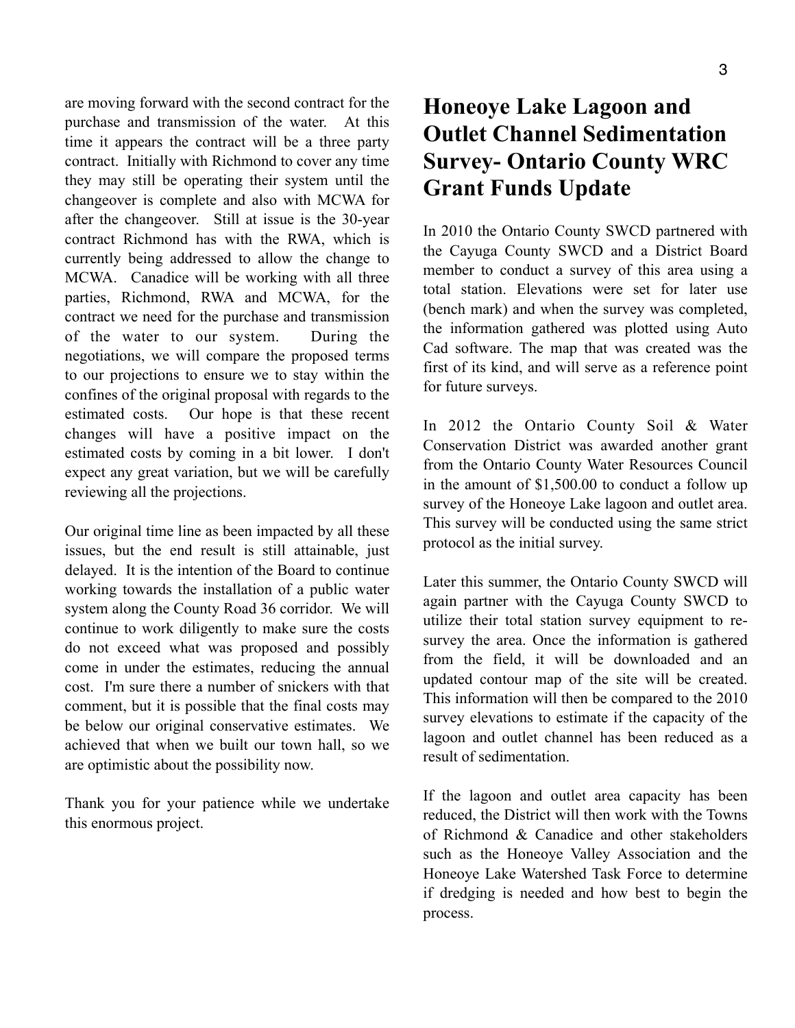are moving forward with the second contract for the purchase and transmission of the water. At this time it appears the contract will be a three party contract. Initially with Richmond to cover any time they may still be operating their system until the changeover is complete and also with MCWA for after the changeover. Still at issue is the 30-year contract Richmond has with the RWA, which is currently being addressed to allow the change to MCWA. Canadice will be working with all three parties, Richmond, RWA and MCWA, for the contract we need for the purchase and transmission of the water to our system. During the negotiations, we will compare the proposed terms to our projections to ensure we to stay within the confines of the original proposal with regards to the estimated costs. Our hope is that these recent changes will have a positive impact on the estimated costs by coming in a bit lower. I don't expect any great variation, but we will be carefully reviewing all the projections.

Our original time line as been impacted by all these issues, but the end result is still attainable, just delayed. It is the intention of the Board to continue working towards the installation of a public water system along the County Road 36 corridor. We will continue to work diligently to make sure the costs do not exceed what was proposed and possibly come in under the estimates, reducing the annual cost. I'm sure there a number of snickers with that comment, but it is possible that the final costs may be below our original conservative estimates. We achieved that when we built our town hall, so we are optimistic about the possibility now.

Thank you for your patience while we undertake this enormous project.

# Honeoye Lake Lagoon and Outlet Channel Sedimentation Survey- Ontario County WRC Grant Funds Update

In 2010 the Ontario County SWCD partnered with the Cayuga County SWCD and a District Board member to conduct a survey of this area using a total station. Elevations were set for later use (bench mark) and when the survey was completed, the information gathered was plotted using Auto Cad software. The map that was created was the first of its kind, and will serve as a reference point for future surveys.

In 2012 the Ontario County Soil & Water Conservation District was awarded another grant from the Ontario County Water Resources Council in the amount of $1,500.00 to conduct a follow up survey of the Honeoye Lake lagoon and outlet area. This survey will be conducted using the same strict protocol as the initial survey.

Later this summer, the Ontario County SWCD will again partner with the Cayuga County SWCD to utilize their total station survey equipment to re-survey the area. Once the information is gathered from the field, it will be downloaded and an updated contour map of the site will be created. This information will then be compared to the 2010 survey elevations to estimate if the capacity of the lagoon and outlet channel has been reduced as a result of sedimentation.

If the lagoon and outlet area capacity has been reduced, the District will then work with the Towns of Richmond & Canadice and other stakeholders such as the Honeoye Valley Association and the Honeoye Lake Watershed Task Force to determine if dredging is needed and how best to begin the process.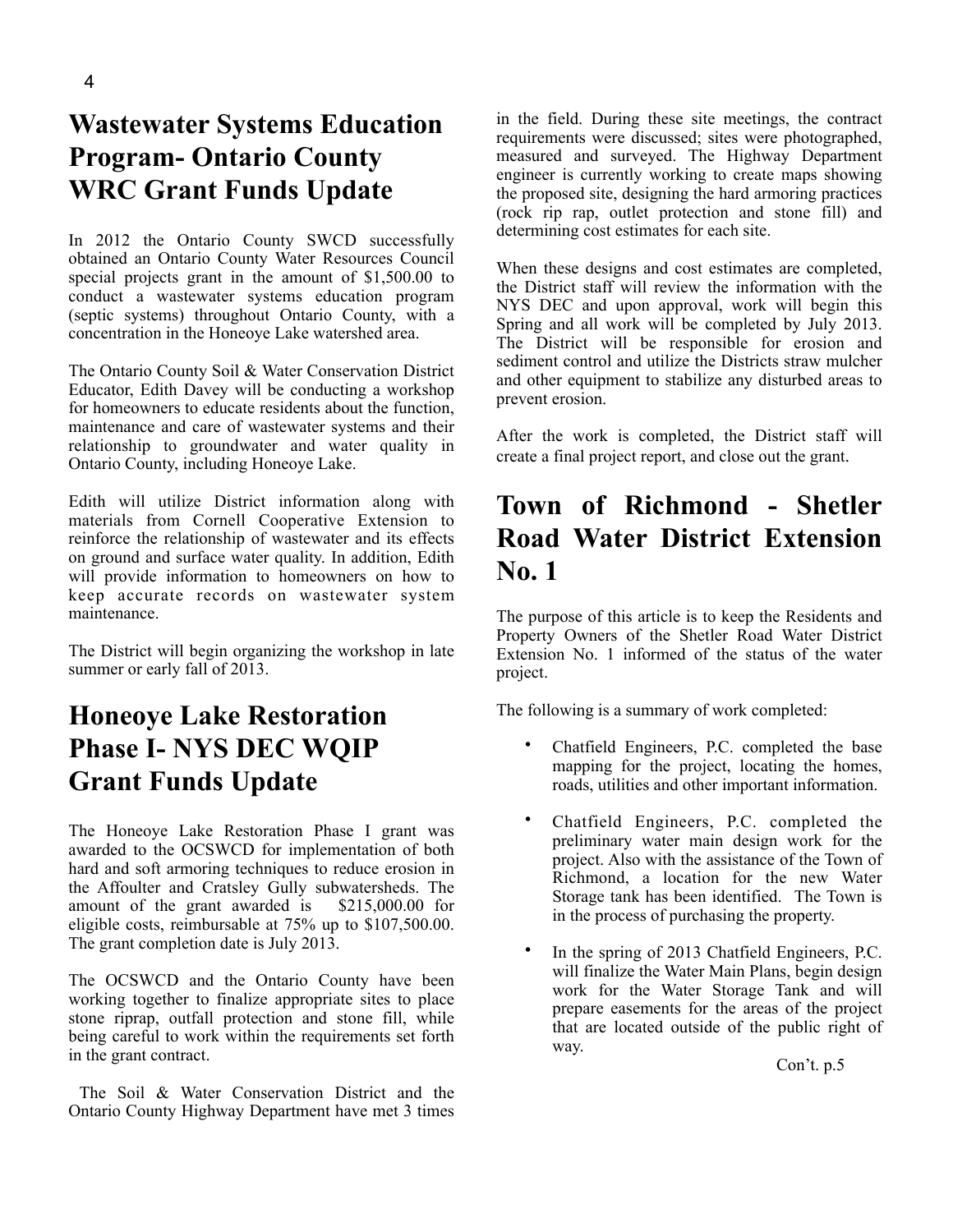# Wastewater Systems Education Program- Ontario County WRC Grant Funds Update

In 2012 the Ontario County SWCD successfully obtained an Ontario County Water Resources Council special projects grant in the amount of $1,500.00 to conduct a wastewater systems education program (septic systems) throughout Ontario County, with a concentration in the Honeoye Lake watershed area.

The Ontario County Soil & Water Conservation District Educator, Edith Davey will be conducting a workshop for homeowners to educate residents about the function, maintenance and care of wastewater systems and their relationship to groundwater and water quality in Ontario County, including Honeoye Lake.

Edith will utilize District information along with materials from Cornell Cooperative Extension to reinforce the relationship of wastewater and its effects on ground and surface water quality. In addition, Edith will provide information to homeowners on how to keep accurate records on wastewater system maintenance.

The District will begin organizing the workshop in late summer or early fall of 2013.

# Honeoye Lake Restoration Phase I- NYS DEC WQIP Grant Funds Update

The Honeoye Lake Restoration Phase I grant was awarded to the OCSWCD for implementation of both hard and soft armoring techniques to reduce erosion in the Affoulter and Cratsley Gully subwatersheds. The amount of the grant awarded is $215,000.00 for eligible costs, reimbursable at 75% up to $107,500.00. The grant completion date is July 2013.

The OCSWCD and the Ontario County have been working together to finalize appropriate sites to place stone riprap, outfall protection and stone fill, while being careful to work within the requirements set forth in the grant contract.

The Soil & Water Conservation District and the Ontario County Highway Department have met 3 times in the field. During these site meetings, the contract requirements were discussed; sites were photographed, measured and surveyed. The Highway Department engineer is currently working to create maps showing the proposed site, designing the hard armoring practices (rock rip rap, outlet protection and stone fill) and determining cost estimates for each site.

When these designs and cost estimates are completed, the District staff will review the information with the NYS DEC and upon approval, work will begin this Spring and all work will be completed by July 2013. The District will be responsible for erosion and sediment control and utilize the Districts straw mulcher and other equipment to stabilize any disturbed areas to prevent erosion.

After the work is completed, the District staff will create a final project report, and close out the grant.

# Town of Richmond - Shetler Road Water District Extension No. 1

The purpose of this article is to keep the Residents and Property Owners of the Shetler Road Water District Extension No. 1 informed of the status of the water project.

The following is a summary of work completed:

- Chatfield Engineers, P.C. completed the base mapping for the project, locating the homes, roads, utilities and other important information.
- Chatfield Engineers, P.C. completed the preliminary water main design work for the project. Also with the assistance of the Town of Richmond, a location for the new Water Storage tank has been identified. The Town is in the process of purchasing the property.
- In the spring of 2013 Chatfield Engineers, P.C. will finalize the Water Main Plans, begin design work for the Water Storage Tank and will prepare easements for the areas of the project that are located outside of the public right of way.

Con't. p.5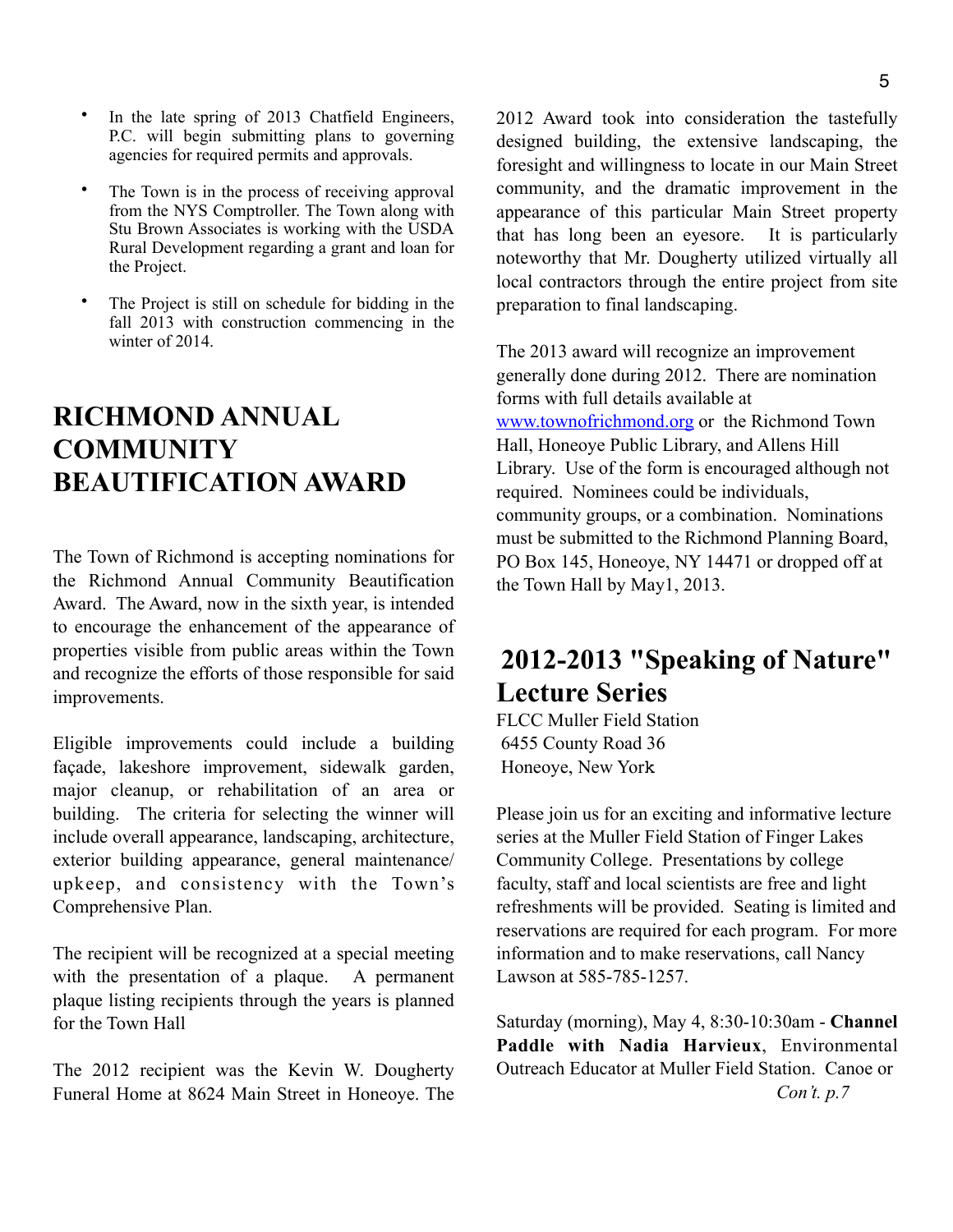- In the late spring of 2013 Chatfield Engineers, P.C. will begin submitting plans to governing agencies for required permits and approvals.
- The Town is in the process of receiving approval from the NYS Comptroller. The Town along with Stu Brown Associates is working with the USDA Rural Development regarding a grant and loan for the Project.
- The Project is still on schedule for bidding in the fall 2013 with construction commencing in the winter of 2014.

## RICHMOND ANNUAL COMMUNITY BEAUTIFICATION AWARD

The Town of Richmond is accepting nominations for the Richmond Annual Community Beautification Award. The Award, now in the sixth year, is intended to encourage the enhancement of the appearance of properties visible from public areas within the Town and recognize the efforts of those responsible for said improvements.

Eligible improvements could include a building façade, lakeshore improvement, sidewalk garden, major cleanup, or rehabilitation of an area or building. The criteria for selecting the winner will include overall appearance, landscaping, architecture, exterior building appearance, general maintenance/ upkeep, and consistency with the Town's Comprehensive Plan.

The recipient will be recognized at a special meeting with the presentation of a plaque. A permanent plaque listing recipients through the years is planned for the Town Hall

The 2012 recipient was the Kevin W. Dougherty Funeral Home at 8624 Main Street in Honeoye. The 2012 Award took into consideration the tastefully designed building, the extensive landscaping, the foresight and willingness to locate in our Main Street community, and the dramatic improvement in the appearance of this particular Main Street property that has long been an eyesore. It is particularly noteworthy that Mr. Dougherty utilized virtually all local contractors through the entire project from site preparation to final landscaping.

The 2013 award will recognize an improvement generally done during 2012. There are nomination forms with full details available at [www.townofrichmond.org](http://www.townofrichmond.org) or the Richmond Town Hall, Honeoye Public Library, and Allens Hill Library. Use of the form is encouraged although not required. Nominees could be individuals, community groups, or a combination. Nominations must be submitted to the Richmond Planning Board, PO Box 145, Honeoye, NY 14471 or dropped off at the Town Hall by May1, 2013.

## 2012-2013 "Speaking of Nature" Lecture Series

FLCC Muller Field Station
6455 County Road 36
Honeoye, New York

Please join us for an exciting and informative lecture series at the Muller Field Station of Finger Lakes Community College. Presentations by college faculty, staff and local scientists are free and light refreshments will be provided. Seating is limited and reservations are required for each program. For more information and to make reservations, call Nancy Lawson at 585-785-1257.

Saturday (morning), May 4, 8:30-10:30am - **Channel Paddle with Nadia Harvieux**, Environmental Outreach Educator at Muller Field Station. Canoe or

*Con't. p.7*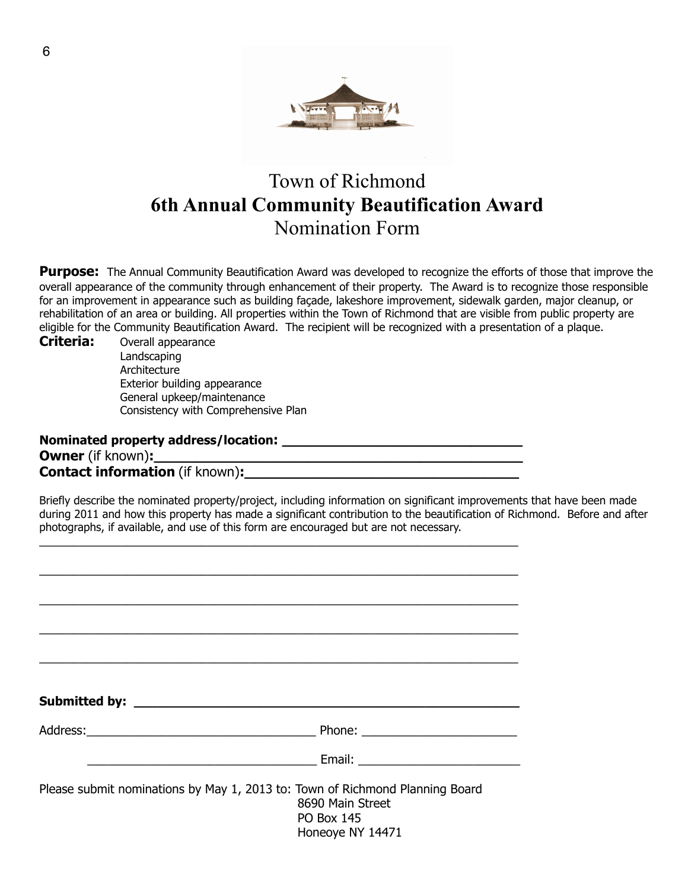# Town of Richmond
## 6th Annual Community Beautification Award
### Nomination Form

**Purpose:** The Annual Community Beautification Award was developed to recognize the efforts of those that improve the overall appearance of the community through enhancement of their property. The Award is to recognize those responsible for an improvement in appearance such as building façade, lakeshore improvement, sidewalk garden, major cleanup, or rehabilitation of an area or building. All properties within the Town of Richmond that are visible from public property are eligible for the Community Beautification Award. The recipient will be recognized with a presentation of a plaque.

**Criteria:**
- Overall appearance
- Landscaping
- Architecture
- Exterior building appearance
- General upkeep/maintenance
- Consistency with Comprehensive Plan

**Nominated property address/location: ______________________________**
**Owner** (if known)**:______________________________________________**
**Contact information** (if known)**:_________________________________**

Briefly describe the nominated property/project, including information on significant improvements that have been made during 2011 and how this property has made a significant contribution to the beautification of Richmond. Before and after photographs, if available, and use of this form are encouraged but are not necessary.

_____________________________________________________________________________

_____________________________________________________________________________

_____________________________________________________________________________

_____________________________________________________________________________

_____________________________________________________________________________

**Submitted by: ________________________________________________________**

Address:__________________________________ Phone: ______________________

__________________________________ Email: ______________________

Please submit nominations by May 1, 2013 to: Town of Richmond Planning Board
8690 Main Street
PO Box 145
Honeoye NY 14471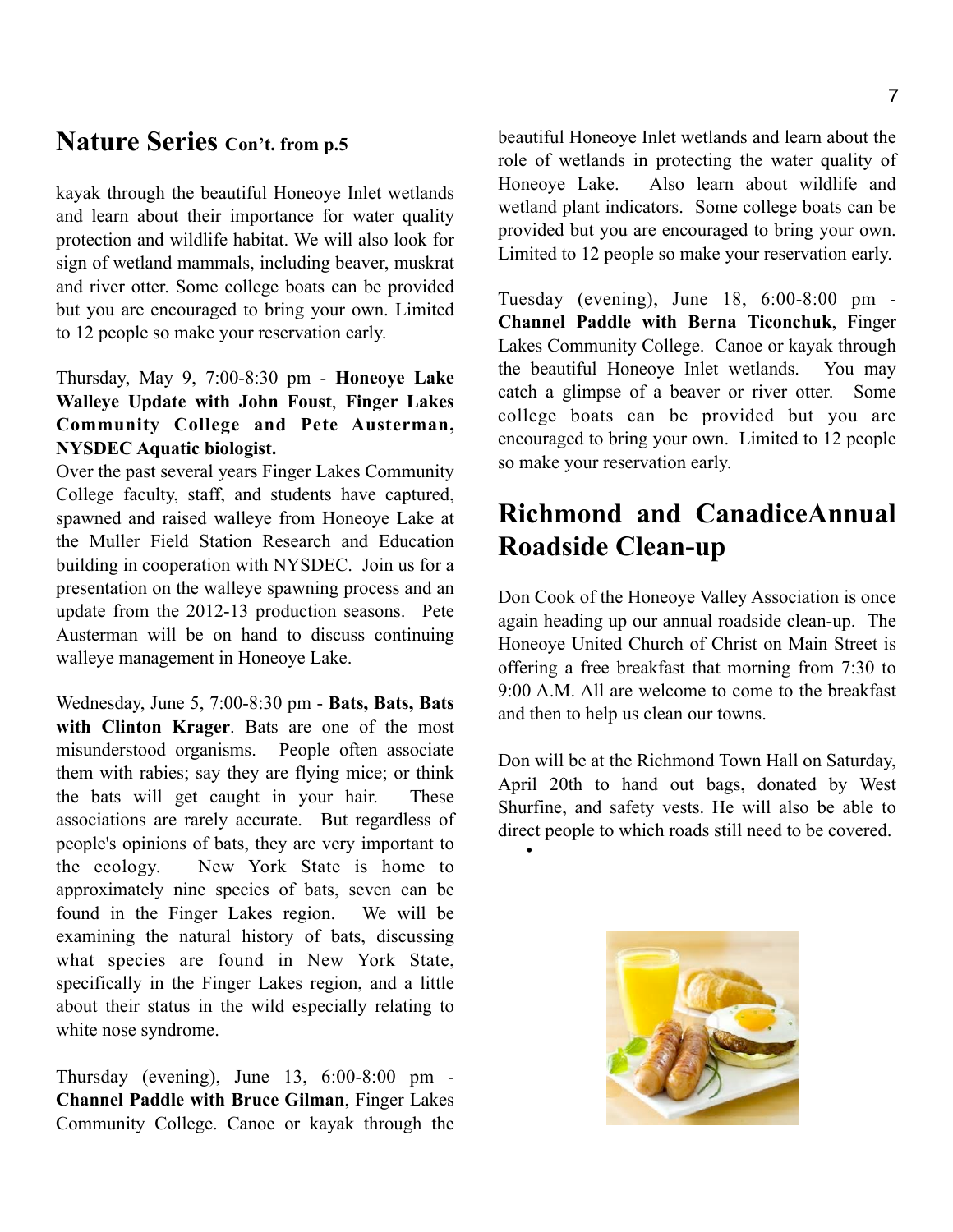## Nature Series **Con't. from p.5**

kayak through the beautiful Honeoye Inlet wetlands and learn about their importance for water quality protection and wildlife habitat. We will also look for sign of wetland mammals, including beaver, muskrat and river otter. Some college boats can be provided but you are encouraged to bring your own. Limited to 12 people so make your reservation early.

Thursday, May 9, 7:00-8:30 pm - **Honeoye Lake Walleye Update with John Foust**, **Finger Lakes Community College and Pete Austerman, NYSDEC Aquatic biologist.**
Over the past several years Finger Lakes Community College faculty, staff, and students have captured, spawned and raised walleye from Honeoye Lake at the Muller Field Station Research and Education building in cooperation with NYSDEC. Join us for a presentation on the walleye spawning process and an update from the 2012-13 production seasons. Pete Austerman will be on hand to discuss continuing walleye management in Honeoye Lake.

Wednesday, June 5, 7:00-8:30 pm - **Bats, Bats, Bats with Clinton Krager**. Bats are one of the most misunderstood organisms. People often associate them with rabies; say they are flying mice; or think the bats will get caught in your hair. These associations are rarely accurate. But regardless of people's opinions of bats, they are very important to the ecology. New York State is home to approximately nine species of bats, seven can be found in the Finger Lakes region. We will be examining the natural history of bats, discussing what species are found in New York State, specifically in the Finger Lakes region, and a little about their status in the wild especially relating to white nose syndrome.

Thursday (evening), June 13, 6:00-8:00 pm - **Channel Paddle with Bruce Gilman**, Finger Lakes Community College. Canoe or kayak through the beautiful Honeoye Inlet wetlands and learn about the role of wetlands in protecting the water quality of Honeoye Lake. Also learn about wildlife and wetland plant indicators. Some college boats can be provided but you are encouraged to bring your own. Limited to 12 people so make your reservation early.

Tuesday (evening), June 18, 6:00-8:00 pm - **Channel Paddle with Berna Ticonchuk**, Finger Lakes Community College. Canoe or kayak through the beautiful Honeoye Inlet wetlands. You may catch a glimpse of a beaver or river otter. Some college boats can be provided but you are encouraged to bring your own. Limited to 12 people so make your reservation early.

## Richmond and CanadiceAnnual Roadside Clean-up

Don Cook of the Honeoye Valley Association is once again heading up our annual roadside clean-up. The Honeoye United Church of Christ on Main Street is offering a free breakfast that morning from 7:30 to 9:00 A.M. All are welcome to come to the breakfast and then to help us clean our towns.

Don will be at the Richmond Town Hall on Saturday, April 20th to hand out bags, donated by West Shurfine, and safety vests. He will also be able to direct people to which roads still need to be covered.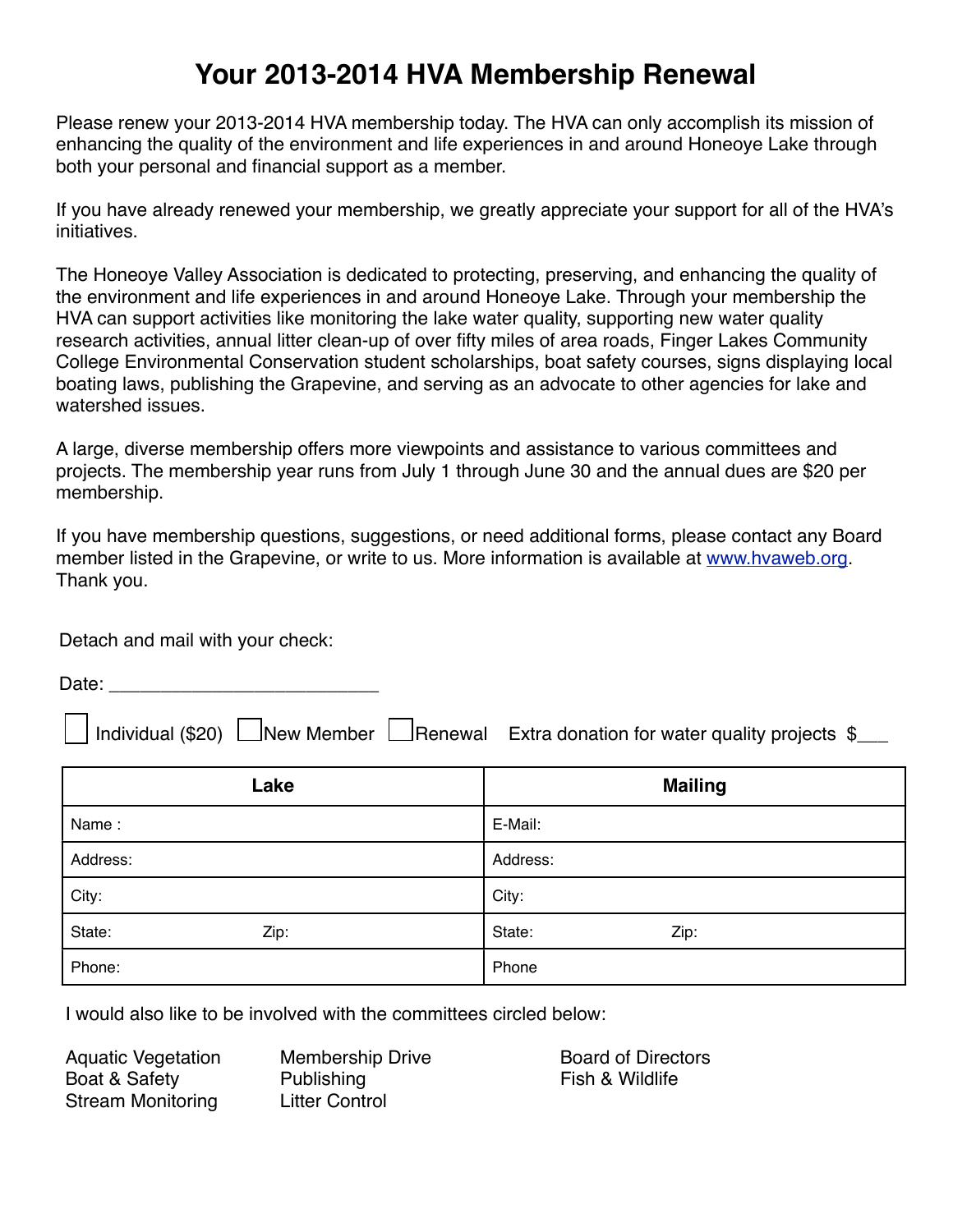# Your 2013-2014 HVA Membership Renewal

Please renew your 2013-2014 HVA membership today. The HVA can only accomplish its mission of enhancing the quality of the environment and life experiences in and around Honeoye Lake through both your personal and financial support as a member.

If you have already renewed your membership, we greatly appreciate your support for all of the HVA's initiatives.

The Honeoye Valley Association is dedicated to protecting, preserving, and enhancing the quality of the environment and life experiences in and around Honeoye Lake. Through your membership the HVA can support activities like monitoring the lake water quality, supporting new water quality research activities, annual litter clean-up of over fifty miles of area roads, Finger Lakes Community College Environmental Conservation student scholarships, boat safety courses, signs displaying local boating laws, publishing the Grapevine, and serving as an advocate to other agencies for lake and watershed issues.

A large, diverse membership offers more viewpoints and assistance to various committees and projects. The membership year runs from July 1 through June 30 and the annual dues are $20 per membership.

If you have membership questions, suggestions, or need additional forms, please contact any Board member listed in the Grapevine, or write to us. More information is available at www.hvaweb.org. Thank you.

Detach and mail with your check:

Date: ___________________________

☐ Individual ($20) ☐ New Member ☐ Renewal Extra donation for water quality projects $___

| Lake | | Mailing | |
|---|---|---|---|
| Name : | | E-Mail: | |
| Address: | | Address: | |
| City: | | City: | |
| State: | Zip: | State: | Zip: |
| Phone: | | Phone | |

I would also like to be involved with the committees circled below:

Aquatic Vegetation
Boat & Safety
Stream Monitoring
Membership Drive
Publishing
Litter Control
Board of Directors
Fish & Wildlife